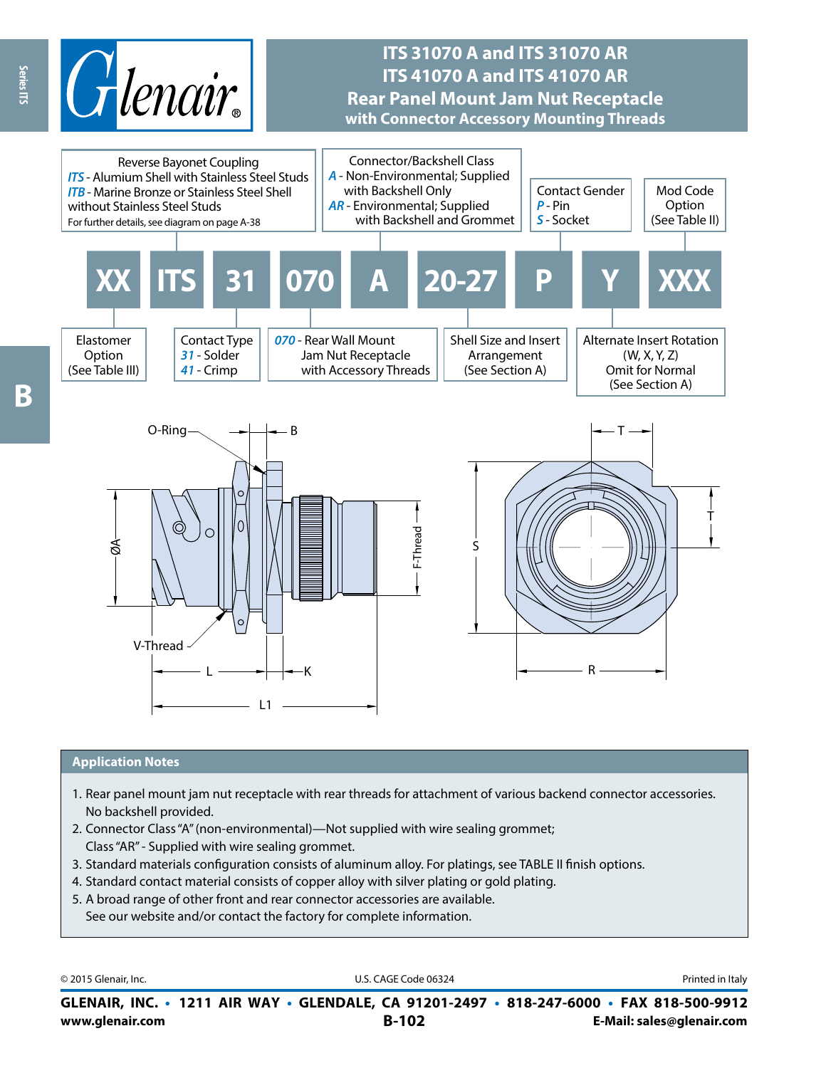# ITS 31070 A and ITS 31070 AR
# ITS 41070 A and ITS 41070 AR
## Rear Panel Mount Jam Nut Receptacle
### with Connector Accessory Mounting Threads

**Reverse Bayonet Coupling**
*ITS* - Alumium Shell with Stainless Steel Studs
*ITB* - Marine Bronze or Stainless Steel Shell without Stainless Steel Studs
For further details, see diagram on page A-38

**Connector/Backshell Class**
*A* - Non-Environmental; Supplied with Backshell Only
*AR* - Environmental; Supplied with Backshell and Grommet

**Contact Gender**
*P* - Pin
*S* - Socket

**Mod Code Option** (See Table II)

| XX | ITS | 31 | 070 | A | 20-27 | P | Y | XXX |
|---|---|---|---|---|---|---|---|---|

**Elastomer Option** (See Table III)

**Contact Type**
*31* - Solder
*41* - Crimp

*070* - Rear Wall Mount Jam Nut Receptacle with Accessory Threads

**Shell Size and Insert Arrangement** (See Section A)

**Alternate Insert Rotation** (W, X, Y, Z)
Omit for Normal
(See Section A)

O-Ring, B, ØA, V-Thread, L, K, L1, F-Thread, T, S, R

## Application Notes

1. Rear panel mount jam nut receptacle with rear threads for attachment of various backend connector accessories. No backshell provided.
2. Connector Class "A" (non-environmental)—Not supplied with wire sealing grommet; Class "AR" - Supplied with wire sealing grommet.
3. Standard materials configuration consists of aluminum alloy. For platings, see TABLE II finish options.
4. Standard contact material consists of copper alloy with silver plating or gold plating.
5. A broad range of other front and rear connector accessories are available. See our website and/or contact the factory for complete information.

© 2015 Glenair, Inc. U.S. CAGE Code 06324 Printed in Italy

**GLENAIR, INC. • 1211 AIR WAY • GLENDALE, CA 91201-2497 • 818-247-6000 • FAX 818-500-9912**
**www.glenair.com** **B-102** **E-Mail: sales@glenair.com**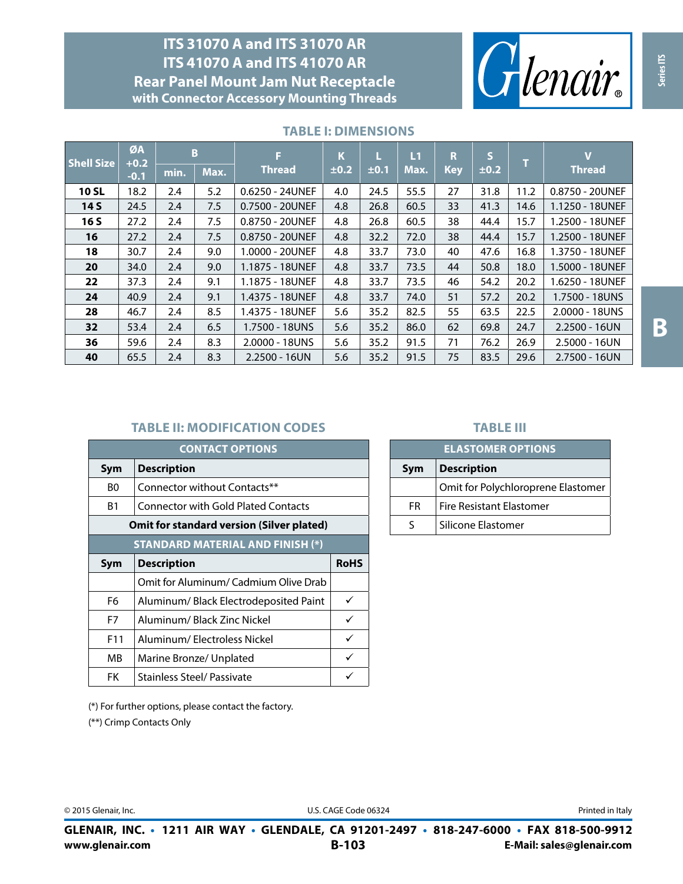# ITS 31070 A and ITS 31070 AR
# ITS 41070 A and ITS 41070 AR
# Rear Panel Mount Jam Nut Receptacle
## with Connector Accessory Mounting Threads

## TABLE I: DIMENSIONS

| Shell Size | ØA +0.2 -0.1 | B | | F Thread | K ±0.2 | L ±0.1 | L1 Max. | R Key | S ±0.2 | T | V Thread |
|---|---|---|---|---|---|---|---|---|---|---|---|
| | | min. | Max. | | | | | | | | |
| **10 SL** | 18.2 | 2.4 | 5.2 | 0.6250 - 24UNEF | 4.0 | 24.5 | 55.5 | 27 | 31.8 | 11.2 | 0.8750 - 20UNEF |
| **14 S** | 24.5 | 2.4 | 7.5 | 0.7500 - 20UNEF | 4.8 | 26.8 | 60.5 | 33 | 41.3 | 14.6 | 1.1250 - 18UNEF |
| **16 S** | 27.2 | 2.4 | 7.5 | 0.8750 - 20UNEF | 4.8 | 26.8 | 60.5 | 38 | 44.4 | 15.7 | 1.2500 - 18UNEF |
| **16** | 27.2 | 2.4 | 7.5 | 0.8750 - 20UNEF | 4.8 | 32.2 | 72.0 | 38 | 44.4 | 15.7 | 1.2500 - 18UNEF |
| **18** | 30.7 | 2.4 | 9.0 | 1.0000 - 20UNEF | 4.8 | 33.7 | 73.0 | 40 | 47.6 | 16.8 | 1.3750 - 18UNEF |
| **20** | 34.0 | 2.4 | 9.0 | 1.1875 - 18UNEF | 4.8 | 33.7 | 73.5 | 44 | 50.8 | 18.0 | 1.5000 - 18UNEF |
| **22** | 37.3 | 2.4 | 9.1 | 1.1875 - 18UNEF | 4.8 | 33.7 | 73.5 | 46 | 54.2 | 20.2 | 1.6250 - 18UNEF |
| **24** | 40.9 | 2.4 | 9.1 | 1.4375 - 18UNEF | 4.8 | 33.7 | 74.0 | 51 | 57.2 | 20.2 | 1.7500 - 18UNS |
| **28** | 46.7 | 2.4 | 8.5 | 1.4375 - 18UNEF | 5.6 | 35.2 | 82.5 | 55 | 63.5 | 22.5 | 2.0000 - 18UNS |
| **32** | 53.4 | 2.4 | 6.5 | 1.7500 - 18UNS | 5.6 | 35.2 | 86.0 | 62 | 69.8 | 24.7 | 2.2500 - 16UN |
| **36** | 59.6 | 2.4 | 8.3 | 2.0000 - 18UNS | 5.6 | 35.2 | 91.5 | 71 | 76.2 | 26.9 | 2.5000 - 16UN |
| **40** | 65.5 | 2.4 | 8.3 | 2.2500 - 16UN | 5.6 | 35.2 | 91.5 | 75 | 83.5 | 29.6 | 2.7500 - 16UN |

## TABLE II: MODIFICATION CODES

| CONTACT OPTIONS | | |
|---|---|---|
| **Sym** | **Description** | |
| B0 | Connector without Contacts** | |
| B1 | Connector with Gold Plated Contacts | |
| **Omit for standard version (Silver plated)** | | |
| **STANDARD MATERIAL AND FINISH (*)** | | |
| **Sym** | **Description** | **RoHS** |
| | Omit for Aluminum/ Cadmium Olive Drab | |
| F6 | Aluminum/ Black Electrodeposited Paint | ✓ |
| F7 | Aluminum/ Black Zinc Nickel | ✓ |
| F11 | Aluminum/ Electroless Nickel | ✓ |
| MB | Marine Bronze/ Unplated | ✓ |
| FK | Stainless Steel/ Passivate | ✓ |

## TABLE III

| ELASTOMER OPTIONS | |
|---|---|
| **Sym** | **Description** |
| | Omit for Polychloroprene Elastomer |
| FR | Fire Resistant Elastomer |
| S | Silicone Elastomer |

(*) For further options, please contact the factory.

(**) Crimp Contacts Only

© 2015 Glenair, Inc. U.S. CAGE Code 06324 Printed in Italy

**GLENAIR, INC. • 1211 AIR WAY • GLENDALE, CA 91201-2497 • 818-247-6000 • FAX 818-500-9912**

**www.glenair.com** **E-Mail: sales@glenair.com**